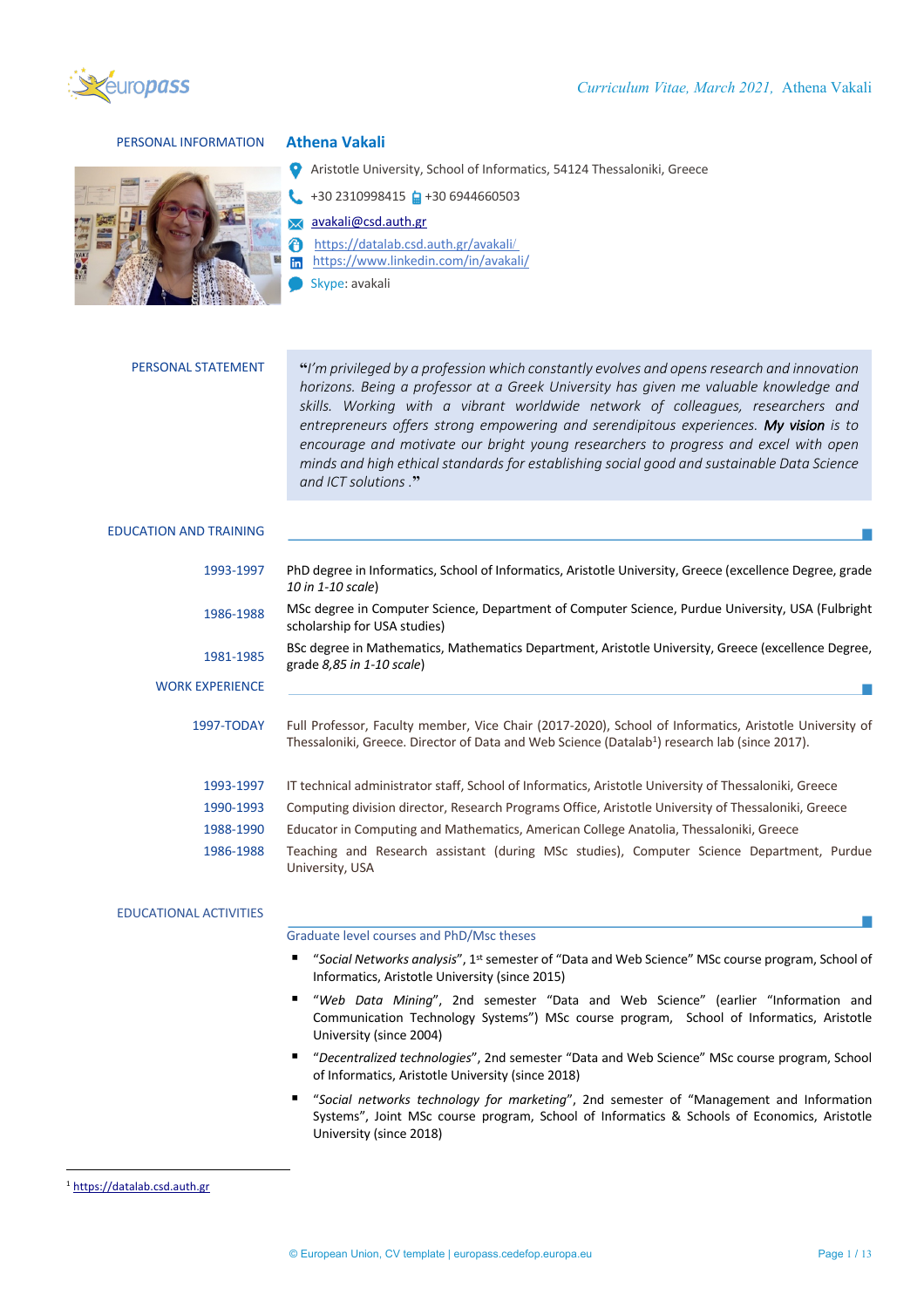## PERSONAL INFORMATION

# Athena Vakali

Aristotle University, School of Informatics, 54124 Thessaloniki, Greece

+30 2310998415 +30 6944660503

avakali@csd.auth.gr

https://datalab.csd.auth.gr/avakali/

https://www.linkedin.com/in/avakali/

Skype: avakali

## PERSONAL STATEMENT

"*I'm privileged by a profession which constantly evolves and opens research and innovation horizons. Being a professor at a Greek University has given me valuable knowledge and skills. Working with a vibrant worldwide network of colleagues, researchers and entrepreneurs offers strong empowering and serendipitous experiences.* ***My vision*** *is to encourage and motivate our bright young researchers to progress and excel with open minds and high ethical standards for establishing social good and sustainable Data Science and ICT solutions* ."

## EDUCATION AND TRAINING

**1993-1997** PhD degree in Informatics, School of Informatics, Aristotle University, Greece (excellence Degree, grade *10 in 1-10 scale*)

**1986-1988** MSc degree in Computer Science, Department of Computer Science, Purdue University, USA (Fulbright scholarship for USA studies)

**1981-1985** BSc degree in Mathematics, Mathematics Department, Aristotle University, Greece (excellence Degree, grade *8,85 in 1-10 scale*)

## WORK EXPERIENCE

**1997-TODAY** Full Professor, Faculty member, Vice Chair (2017-2020), School of Informatics, Aristotle University of Thessaloniki, Greece. Director of Data and Web Science (Datalab[1]) research lab (since 2017).

**1993-1997** IT technical administrator staff, School of Informatics, Aristotle University of Thessaloniki, Greece

**1990-1993** Computing division director, Research Programs Office, Aristotle University of Thessaloniki, Greece

**1988-1990** Educator in Computing and Mathematics, American College Anatolia, Thessaloniki, Greece

**1986-1988** Teaching and Research assistant (during MSc studies), Computer Science Department, Purdue University, USA

## EDUCATIONAL ACTIVITIES

### Graduate level courses and PhD/Msc theses

- "*Social Networks analysis*", 1st semester of "Data and Web Science" MSc course program, School of Informatics, Aristotle University (since 2015)
- "*Web Data Mining*", 2nd semester "Data and Web Science" (earlier "Information and Communication Technology Systems") MSc course program, School of Informatics, Aristotle University (since 2004)
- "*Decentralized technologies*", 2nd semester "Data and Web Science" MSc course program, School of Informatics, Aristotle University (since 2018)
- "*Social networks technology for marketing*", 2nd semester of "Management and Information Systems", Joint MSc course program, School of Informatics & Schools of Economics, Aristotle University (since 2018)

[1] https://datalab.csd.auth.gr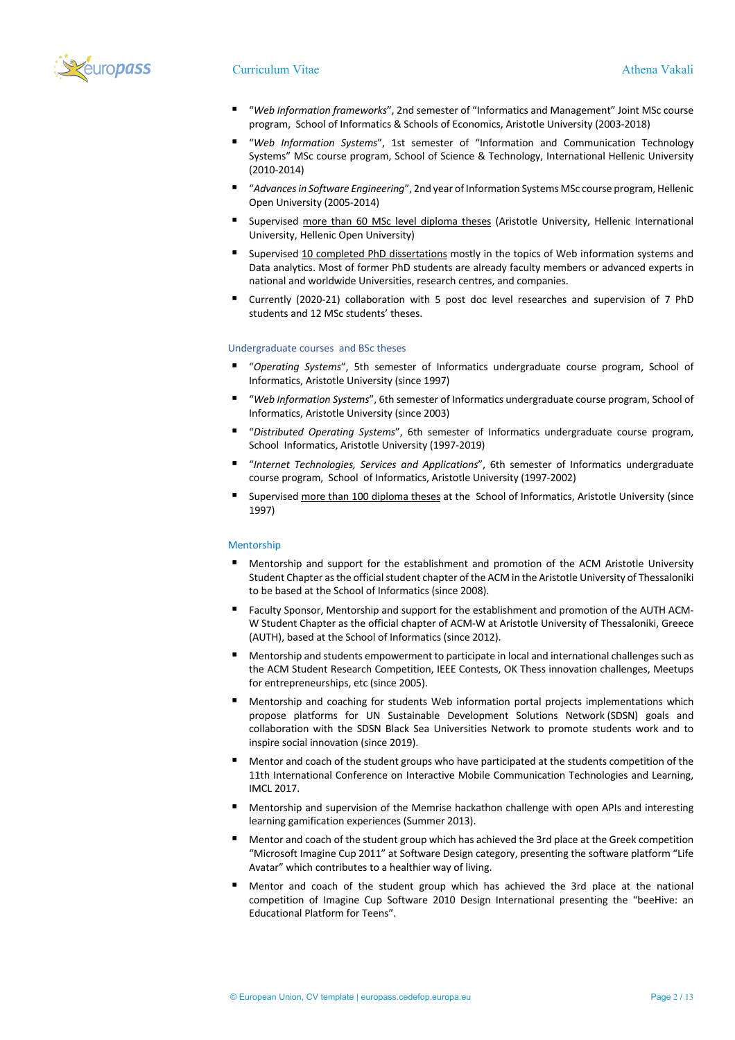- "*Web Information frameworks*", 2nd semester of "Informatics and Management" Joint MSc course program, School of Informatics & Schools of Economics, Aristotle University (2003-2018)
- "*Web Information Systems*", 1st semester of "Information and Communication Technology Systems" MSc course program, School of Science & Technology, International Hellenic University (2010-2014)
- "*Advances in Software Engineering*", 2nd year of Information Systems MSc course program, Hellenic Open University (2005-2014)
- Supervised more than 60 MSc level diploma theses (Aristotle University, Hellenic International University, Hellenic Open University)
- Supervised 10 completed PhD dissertations mostly in the topics of Web information systems and Data analytics. Most of former PhD students are already faculty members or advanced experts in national and worldwide Universities, research centres, and companies.
- Currently (2020-21) collaboration with 5 post doc level researches and supervision of 7 PhD students and 12 MSc students' theses.

### Undergraduate courses and BSc theses

- "*Operating Systems*", 5th semester of Informatics undergraduate course program, School of Informatics, Aristotle University (since 1997)
- "*Web Information Systems*", 6th semester of Informatics undergraduate course program, School of Informatics, Aristotle University (since 2003)
- "*Distributed Operating Systems*", 6th semester of Informatics undergraduate course program, School Informatics, Aristotle University (1997-2019)
- "*Internet Technologies, Services and Applications*", 6th semester of Informatics undergraduate course program, School of Informatics, Aristotle University (1997-2002)
- Supervised more than 100 diploma theses at the School of Informatics, Aristotle University (since 1997)

### Mentorship

- Mentorship and support for the establishment and promotion of the ACM Aristotle University Student Chapter as the official student chapter of the ACM in the Aristotle University of Thessaloniki to be based at the School of Informatics (since 2008).
- Faculty Sponsor, Mentorship and support for the establishment and promotion of the AUTH ACM-W Student Chapter as the official chapter of ACM-W at Aristotle University of Thessaloniki, Greece (AUTH), based at the School of Informatics (since 2012).
- Mentorship and students empowerment to participate in local and international challenges such as the ACM Student Research Competition, IEEE Contests, OK Thess innovation challenges, Meetups for entrepreneurships, etc (since 2005).
- Mentorship and coaching for students Web information portal projects implementations which propose platforms for UN Sustainable Development Solutions Network (SDSN) goals and collaboration with the SDSN Black Sea Universities Network to promote students work and to inspire social innovation (since 2019).
- Mentor and coach of the student groups who have participated at the students competition of the 11th International Conference on Interactive Mobile Communication Technologies and Learning, IMCL 2017.
- Mentorship and supervision of the Memrise hackathon challenge with open APIs and interesting learning gamification experiences (Summer 2013).
- Mentor and coach of the student group which has achieved the 3rd place at the Greek competition "Microsoft Imagine Cup 2011" at Software Design category, presenting the software platform "Life Avatar" which contributes to a healthier way of living.
- Mentor and coach of the student group which has achieved the 3rd place at the national competition of Imagine Cup Software 2010 Design International presenting the "beeHive: an Educational Platform for Teens".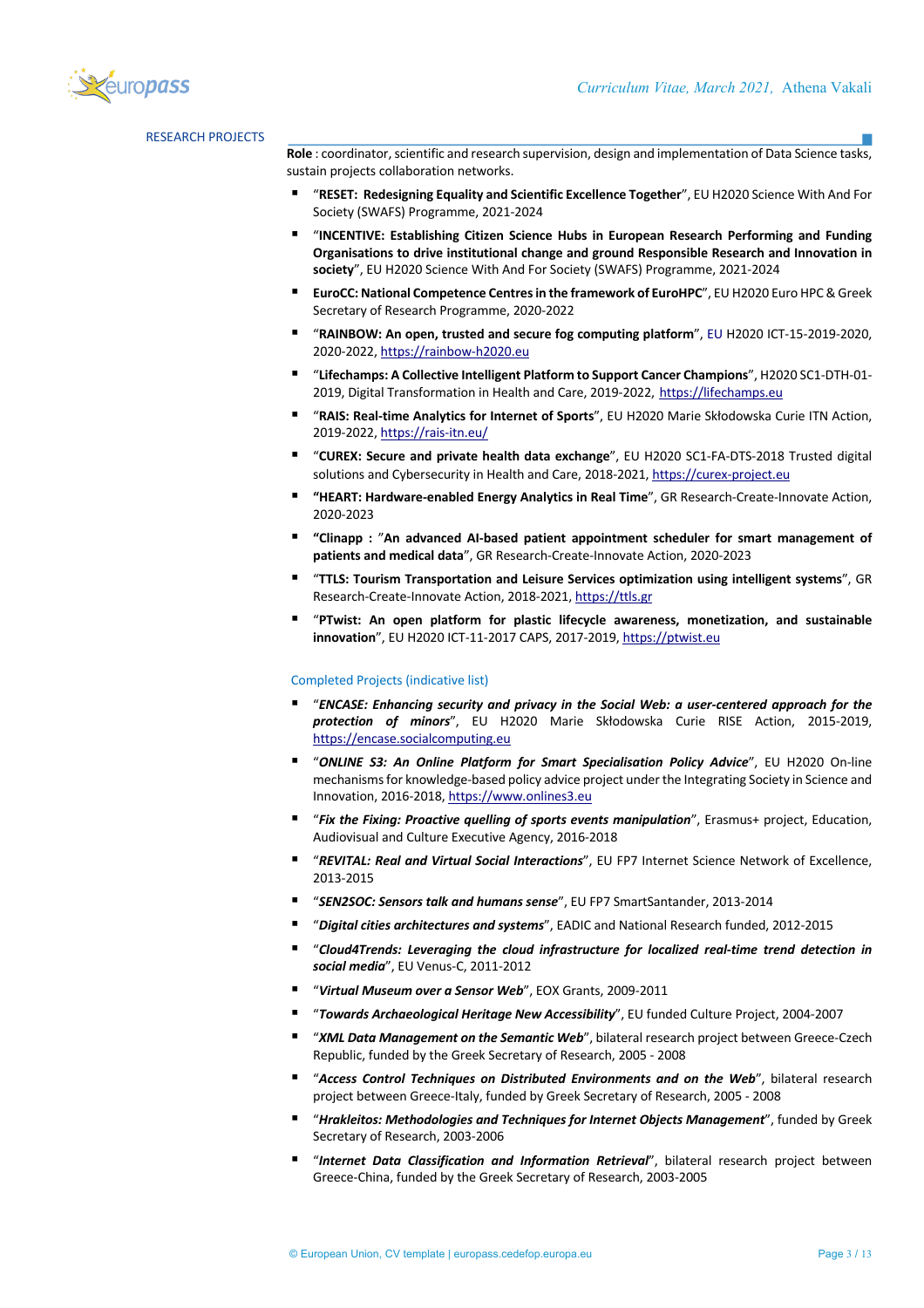## RESEARCH PROJECTS

**Role** : coordinator, scientific and research supervision, design and implementation of Data Science tasks, sustain projects collaboration networks.

- "**RESET: Redesigning Equality and Scientific Excellence Together**", EU H2020 Science With And For Society (SWAFS) Programme, 2021-2024
- "**INCENTIVE: Establishing Citizen Science Hubs in European Research Performing and Funding Organisations to drive institutional change and ground Responsible Research and Innovation in society**", EU H2020 Science With And For Society (SWAFS) Programme, 2021-2024
- **EuroCC: National Competence Centres in the framework of EuroHPC**", EU H2020 Euro HPC & Greek Secretary of Research Programme, 2020-2022
- "**RAINBOW: An open, trusted and secure fog computing platform**", EU H2020 ICT-15-2019-2020, 2020-2022, https://rainbow-h2020.eu
- "**Lifechamps: A Collective Intelligent Platform to Support Cancer Champions**", H2020 SC1-DTH-01-2019, Digital Transformation in Health and Care, 2019-2022, https://lifechamps.eu
- "**RAIS: Real-time Analytics for Internet of Sports**", EU H2020 Marie Skłodowska Curie ITN Action, 2019-2022, https://rais-itn.eu/
- "**CUREX: Secure and private health data exchange**", EU H2020 SC1-FA-DTS-2018 Trusted digital solutions and Cybersecurity in Health and Care, 2018-2021, https://curex-project.eu
- **"HEART: Hardware-enabled Energy Analytics in Real Time**", GR Research-Create-Innovate Action, 2020-2023
- **"Clinapp : "An advanced AI-based patient appointment scheduler for smart management of patients and medical data**", GR Research-Create-Innovate Action, 2020-2023
- "**TTLS: Tourism Transportation and Leisure Services optimization using intelligent systems**", GR Research-Create-Innovate Action, 2018-2021, https://ttls.gr
- "**PTwist: An open platform for plastic lifecycle awareness, monetization, and sustainable innovation**", EU H2020 ICT-11-2017 CAPS, 2017-2019, https://ptwist.eu

### Completed Projects (indicative list)

- "***ENCASE: Enhancing security and privacy in the Social Web: a user-centered approach for the protection of minors***", EU H2020 Marie Skłodowska Curie RISE Action, 2015-2019, https://encase.socialcomputing.eu
- "***ONLINE S3: An Online Platform for Smart Specialisation Policy Advice***", EU H2020 On-line mechanisms for knowledge-based policy advice project under the Integrating Society in Science and Innovation, 2016-2018, https://www.onlines3.eu
- "***Fix the Fixing: Proactive quelling of sports events manipulation***", Erasmus+ project, Education, Audiovisual and Culture Executive Agency, 2016-2018
- "***REVITAL: Real and Virtual Social Interactions***", EU FP7 Internet Science Network of Excellence, 2013-2015
- "***SEN2SOC: Sensors talk and humans sense***", EU FP7 SmartSantander, 2013-2014
- "***Digital cities architectures and systems***", EADIC and National Research funded, 2012-2015
- "***Cloud4Trends: Leveraging the cloud infrastructure for localized real-time trend detection in social media***", EU Venus-C, 2011-2012
- "***Virtual Museum over a Sensor Web***", EOX Grants, 2009-2011
- "***Towards Archaeological Heritage New Accessibility***", EU funded Culture Project, 2004-2007
- "***XML Data Management on the Semantic Web***", bilateral research project between Greece-Czech Republic, funded by the Greek Secretary of Research, 2005 - 2008
- "***Access Control Techniques on Distributed Environments and on the Web***", bilateral research project between Greece-Italy, funded by Greek Secretary of Research, 2005 - 2008
- "***Hrakleitos: Methodologies and Techniques for Internet Objects Management***", funded by Greek Secretary of Research, 2003-2006
- "***Internet Data Classification and Information Retrieval***", bilateral research project between Greece-China, funded by the Greek Secretary of Research, 2003-2005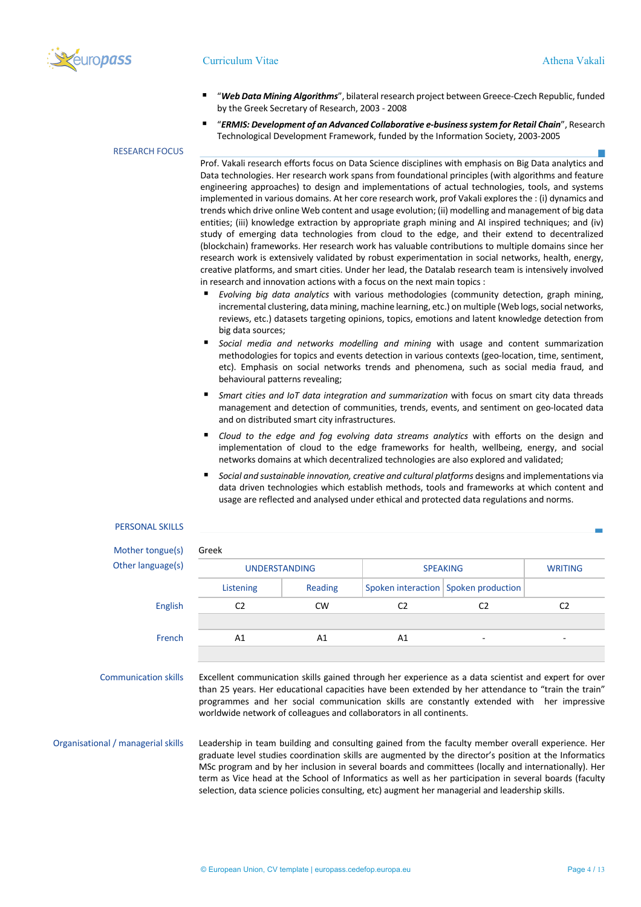- "***Web Data Mining Algorithms***", bilateral research project between Greece-Czech Republic, funded by the Greek Secretary of Research, 2003 - 2008
- "***ERMIS: Development of an Advanced Collaborative e-business system for Retail Chain***", Research Technological Development Framework, funded by the Information Society, 2003-2005

## RESEARCH FOCUS

Prof. Vakali research efforts focus on Data Science disciplines with emphasis on Big Data analytics and Data technologies. Her research work spans from foundational principles (with algorithms and feature engineering approaches) to design and implementations of actual technologies, tools, and systems implemented in various domains. At her core research work, prof Vakali explores the : (i) dynamics and trends which drive online Web content and usage evolution; (ii) modelling and management of big data entities; (iii) knowledge extraction by appropriate graph mining and AI inspired techniques; and (iv) study of emerging data technologies from cloud to the edge, and their extend to decentralized (blockchain) frameworks. Her research work has valuable contributions to multiple domains since her research work is extensively validated by robust experimentation in social networks, health, energy, creative platforms, and smart cities. Under her lead, the Datalab research team is intensively involved in research and innovation actions with a focus on the next main topics :

- *Evolving big data analytics* with various methodologies (community detection, graph mining, incremental clustering, data mining, machine learning, etc.) on multiple (Web logs, social networks, reviews, etc.) datasets targeting opinions, topics, emotions and latent knowledge detection from big data sources;
- *Social media and networks modelling and mining* with usage and content summarization methodologies for topics and events detection in various contexts (geo-location, time, sentiment, etc). Emphasis on social networks trends and phenomena, such as social media fraud, and behavioural patterns revealing;
- *Smart cities and IoT data integration and summarization* with focus on smart city data threads management and detection of communities, trends, events, and sentiment on geo-located data and on distributed smart city infrastructures.
- *Cloud to the edge and fog evolving data streams analytics* with efforts on the design and implementation of cloud to the edge frameworks for health, wellbeing, energy, and social networks domains at which decentralized technologies are also explored and validated;
- *Social and sustainable innovation, creative and cultural platforms* designs and implementations via data driven technologies which establish methods, tools and frameworks at which content and usage are reflected and analysed under ethical and protected data regulations and norms.

## PERSONAL SKILLS

**Mother tongue(s)** Greek

**Other language(s)**

| | UNDERSTANDING | | SPEAKING | | WRITING |
|---|---|---|---|---|---|
| | Listening | Reading | Spoken interaction | Spoken production | |
| English | C2 | CW | C2 | C2 | C2 |
| French | A1 | A1 | A1 | - | - |

**Communication skills**

Excellent communication skills gained through her experience as a data scientist and expert for over than 25 years. Her educational capacities have been extended by her attendance to "train the train" programmes and her social communication skills are constantly extended with her impressive worldwide network of colleagues and collaborators in all continents.

**Organisational / managerial skills**

Leadership in team building and consulting gained from the faculty member overall experience. Her graduate level studies coordination skills are augmented by the director's position at the Informatics MSc program and by her inclusion in several boards and committees (locally and internationally). Her term as Vice head at the School of Informatics as well as her participation in several boards (faculty selection, data science policies consulting, etc) augment her managerial and leadership skills.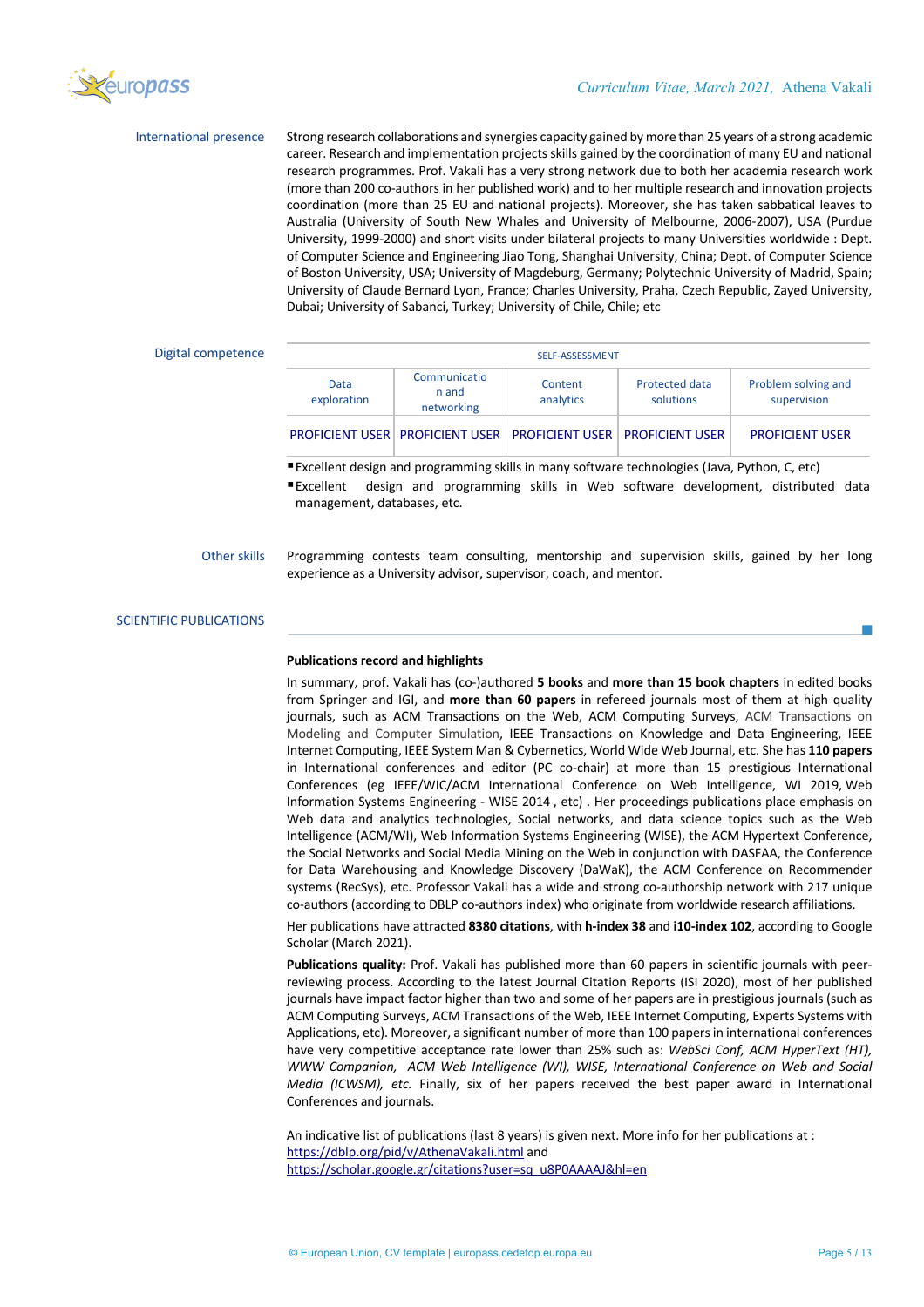**International presence**

Strong research collaborations and synergies capacity gained by more than 25 years of a strong academic career. Research and implementation projects skills gained by the coordination of many EU and national research programmes. Prof. Vakali has a very strong network due to both her academia research work (more than 200 co-authors in her published work) and to her multiple research and innovation projects coordination (more than 25 EU and national projects). Moreover, she has taken sabbatical leaves to Australia (University of South New Whales and University of Melbourne, 2006-2007), USA (Purdue University, 1999-2000) and short visits under bilateral projects to many Universities worldwide : Dept. of Computer Science and Engineering Jiao Tong, Shanghai University, China; Dept. of Computer Science of Boston University, USA; University of Magdeburg, Germany; Polytechnic University of Madrid, Spain; University of Claude Bernard Lyon, France; Charles University, Praha, Czech Republic, Zayed University, Dubai; University of Sabanci, Turkey; University of Chile, Chile; etc

**Digital competence**

| SELF-ASSESSMENT | | | | |
|---|---|---|---|---|
| Data exploration | Communication and networking | Content analytics | Protected data solutions | Problem solving and supervision |
| PROFICIENT USER | PROFICIENT USER | PROFICIENT USER | PROFICIENT USER | PROFICIENT USER |

- Excellent design and programming skills in many software technologies (Java, Python, C, etc)
- Excellent design and programming skills in Web software development, distributed data management, databases, etc.

**Other skills**

Programming contests team consulting, mentorship and supervision skills, gained by her long experience as a University advisor, supervisor, coach, and mentor.

## SCIENTIFIC PUBLICATIONS

**Publications record and highlights**

In summary, prof. Vakali has (co-)authored **5 books** and **more than 15 book chapters** in edited books from Springer and IGI, and **more than 60 papers** in refereed journals most of them at high quality journals, such as ACM Transactions on the Web, ACM Computing Surveys, ACM Transactions on Modeling and Computer Simulation, IEEE Transactions on Knowledge and Data Engineering, IEEE Internet Computing, IEEE System Man & Cybernetics, World Wide Web Journal, etc. She has **110 papers** in International conferences and editor (PC co-chair) at more than 15 prestigious International Conferences (eg IEEE/WIC/ACM International Conference on Web Intelligence, WI 2019, Web Information Systems Engineering - WISE 2014 , etc) . Her proceedings publications place emphasis on Web data and analytics technologies, Social networks, and data science topics such as the Web Intelligence (ACM/WI), Web Information Systems Engineering (WISE), the ACM Hypertext Conference, the Social Networks and Social Media Mining on the Web in conjunction with DASFAA, the Conference for Data Warehousing and Knowledge Discovery (DaWaK), the ACM Conference on Recommender systems (RecSys), etc. Professor Vakali has a wide and strong co-authorship network with 217 unique co-authors (according to DBLP co-authors index) who originate from worldwide research affiliations.

Her publications have attracted **8380 citations**, with **h-index 38** and **i10-index 102**, according to Google Scholar (March 2021).

**Publications quality:** Prof. Vakali has published more than 60 papers in scientific journals with peer-reviewing process. According to the latest Journal Citation Reports (ISI 2020), most of her published journals have impact factor higher than two and some of her papers are in prestigious journals (such as ACM Computing Surveys, ACM Transactions of the Web, IEEE Internet Computing, Experts Systems with Applications, etc). Moreover, a significant number of more than 100 papers in international conferences have very competitive acceptance rate lower than 25% such as: *WebSci Conf, ACM HyperText (HT), WWW Companion, ACM Web Intelligence (WI), WISE, International Conference on Web and Social Media (ICWSM), etc.* Finally, six of her papers received the best paper award in International Conferences and journals.

An indicative list of publications (last 8 years) is given next. More info for her publications at :
https://dblp.org/pid/v/AthenaVakali.html and
https://scholar.google.gr/citations?user=sq_u8P0AAAAJ&hl=en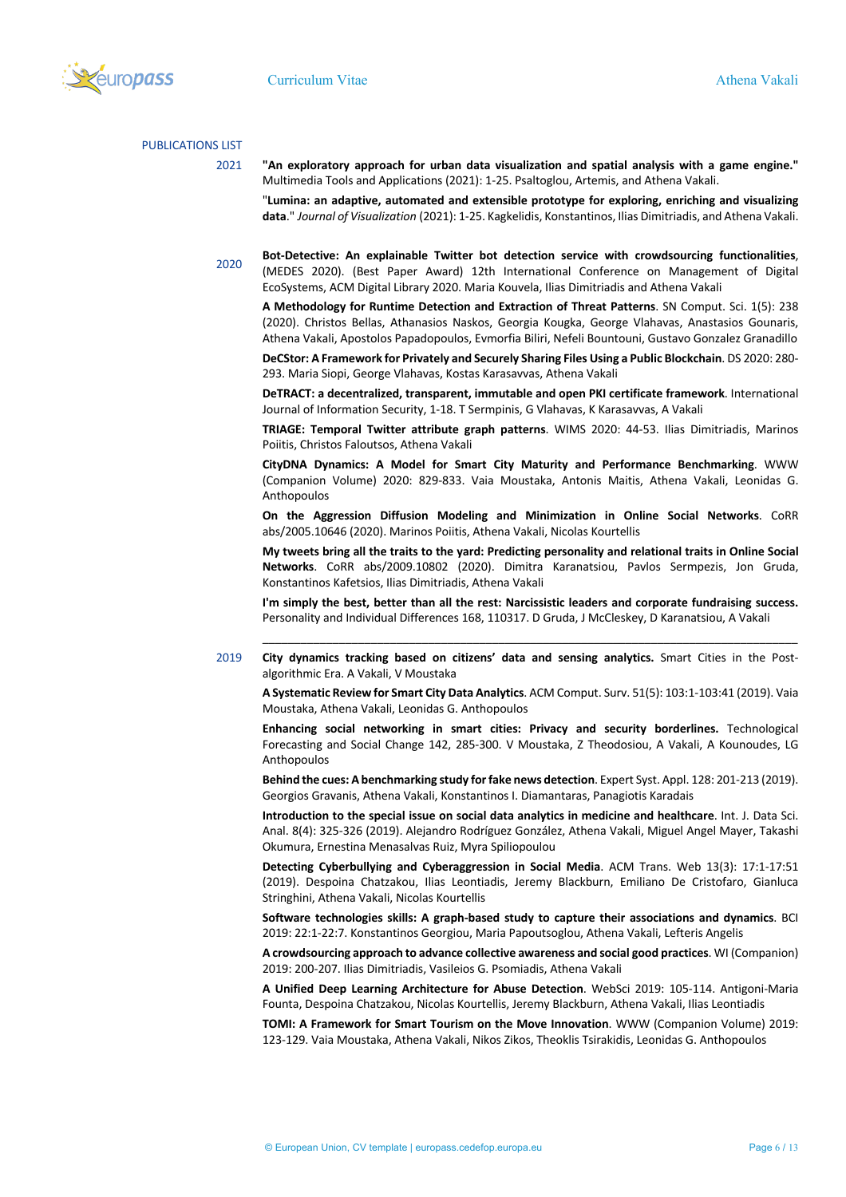## PUBLICATIONS LIST

### 2021

**"An exploratory approach for urban data visualization and spatial analysis with a game engine."** Multimedia Tools and Applications (2021): 1-25. Psaltoglou, Artemis, and Athena Vakali.

"**Lumina: an adaptive, automated and extensible prototype for exploring, enriching and visualizing data**." *Journal of Visualization* (2021): 1-25. Kagkelidis, Konstantinos, Ilias Dimitriadis, and Athena Vakali.

### 2020

**Bot-Detective: An explainable Twitter bot detection service with crowdsourcing functionalities**, (MEDES 2020). (Best Paper Award) 12th International Conference on Management of Digital EcoSystems, ACM Digital Library 2020. Maria Kouvela, Ilias Dimitriadis and Athena Vakali

**A Methodology for Runtime Detection and Extraction of Threat Patterns**. SN Comput. Sci. 1(5): 238 (2020). Christos Bellas, Athanasios Naskos, Georgia Kougka, George Vlahavas, Anastasios Gounaris, Athena Vakali, Apostolos Papadopoulos, Evmorfia Biliri, Nefeli Bountouni, Gustavo Gonzalez Granadillo

**DeCStor: A Framework for Privately and Securely Sharing Files Using a Public Blockchain**. DS 2020: 280-293. Maria Siopi, George Vlahavas, Kostas Karasavvas, Athena Vakali

**DeTRACT: a decentralized, transparent, immutable and open PKI certificate framework**. International Journal of Information Security, 1-18. T Sermpinis, G Vlahavas, K Karasavvas, A Vakali

**TRIAGE: Temporal Twitter attribute graph patterns**. WIMS 2020: 44-53. Ilias Dimitriadis, Marinos Poiitis, Christos Faloutsos, Athena Vakali

**CityDNA Dynamics: A Model for Smart City Maturity and Performance Benchmarking**. WWW (Companion Volume) 2020: 829-833. Vaia Moustaka, Antonis Maitis, Athena Vakali, Leonidas G. Anthopoulos

**On the Aggression Diffusion Modeling and Minimization in Online Social Networks**. CoRR abs/2005.10646 (2020). Marinos Poiitis, Athena Vakali, Nicolas Kourtellis

**My tweets bring all the traits to the yard: Predicting personality and relational traits in Online Social Networks**. CoRR abs/2009.10802 (2020). Dimitra Karanatsiou, Pavlos Sermpezis, Jon Gruda, Konstantinos Kafetsios, Ilias Dimitriadis, Athena Vakali

**I'm simply the best, better than all the rest: Narcissistic leaders and corporate fundraising success.** Personality and Individual Differences 168, 110317. D Gruda, J McCleskey, D Karanatsiou, A Vakali

---

### 2019

**City dynamics tracking based on citizens' data and sensing analytics.** Smart Cities in the Post-algorithmic Era. A Vakali, V Moustaka

**A Systematic Review for Smart City Data Analytics**. ACM Comput. Surv. 51(5): 103:1-103:41 (2019). Vaia Moustaka, Athena Vakali, Leonidas G. Anthopoulos

**Enhancing social networking in smart cities: Privacy and security borderlines.** Technological Forecasting and Social Change 142, 285-300. V Moustaka, Z Theodosiou, A Vakali, A Kounoudes, LG Anthopoulos

**Behind the cues: A benchmarking study for fake news detection**. Expert Syst. Appl. 128: 201-213 (2019). Georgios Gravanis, Athena Vakali, Konstantinos I. Diamantaras, Panagiotis Karadais

**Introduction to the special issue on social data analytics in medicine and healthcare**. Int. J. Data Sci. Anal. 8(4): 325-326 (2019). Alejandro Rodríguez González, Athena Vakali, Miguel Angel Mayer, Takashi Okumura, Ernestina Menasalvas Ruiz, Myra Spiliopoulou

**Detecting Cyberbullying and Cyberaggression in Social Media**. ACM Trans. Web 13(3): 17:1-17:51 (2019). Despoina Chatzakou, Ilias Leontiadis, Jeremy Blackburn, Emiliano De Cristofaro, Gianluca Stringhini, Athena Vakali, Nicolas Kourtellis

**Software technologies skills: A graph-based study to capture their associations and dynamics**. BCI 2019: 22:1-22:7. Konstantinos Georgiou, Maria Papoutsoglou, Athena Vakali, Lefteris Angelis

**A crowdsourcing approach to advance collective awareness and social good practices**. WI (Companion) 2019: 200-207. Ilias Dimitriadis, Vasileios G. Psomiadis, Athena Vakali

**A Unified Deep Learning Architecture for Abuse Detection**. WebSci 2019: 105-114. Antigoni-Maria Founta, Despoina Chatzakou, Nicolas Kourtellis, Jeremy Blackburn, Athena Vakali, Ilias Leontiadis

**TOMI: A Framework for Smart Tourism on the Move Innovation**. WWW (Companion Volume) 2019: 123-129. Vaia Moustaka, Athena Vakali, Nikos Zikos, Theoklis Tsirakidis, Leonidas G. Anthopoulos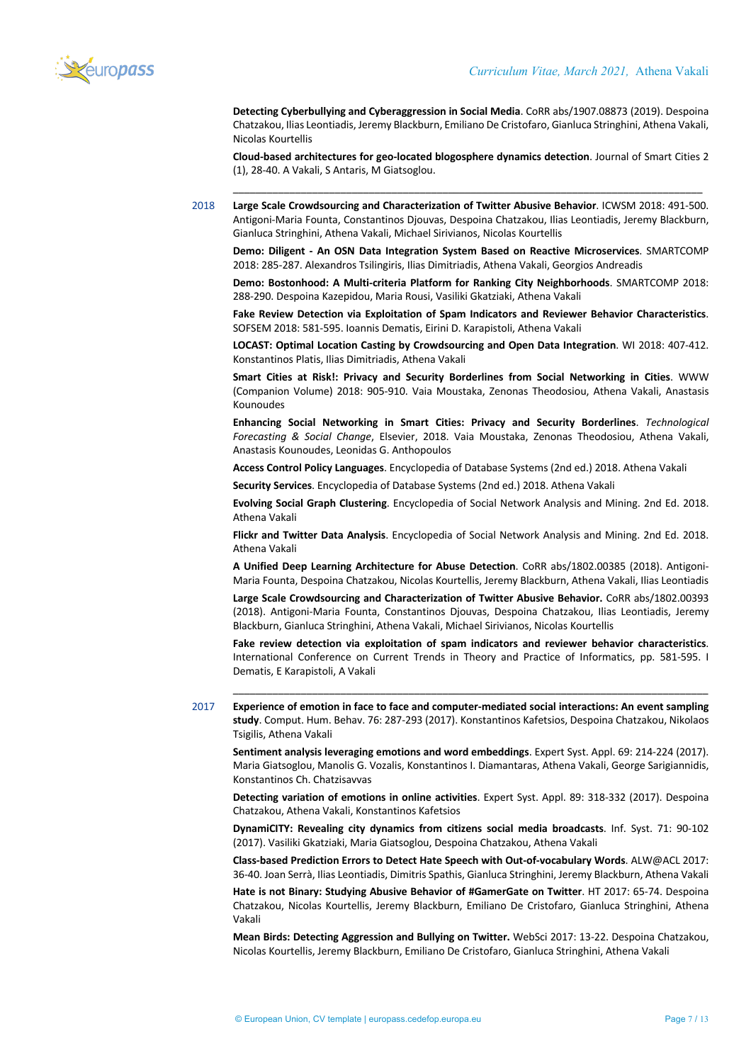**Detecting Cyberbullying and Cyberaggression in Social Media**. CoRR abs/1907.08873 (2019). Despoina Chatzakou, Ilias Leontiadis, Jeremy Blackburn, Emiliano De Cristofaro, Gianluca Stringhini, Athena Vakali, Nicolas Kourtellis

**Cloud-based architectures for geo-located blogosphere dynamics detection**. Journal of Smart Cities 2 (1), 28-40. A Vakali, S Antaris, M Giatsoglou.

---

2018

**Large Scale Crowdsourcing and Characterization of Twitter Abusive Behavior**. ICWSM 2018: 491-500. Antigoni-Maria Founta, Constantinos Djouvas, Despoina Chatzakou, Ilias Leontiadis, Jeremy Blackburn, Gianluca Stringhini, Athena Vakali, Michael Sirivianos, Nicolas Kourtellis

**Demo: Diligent - An OSN Data Integration System Based on Reactive Microservices**. SMARTCOMP 2018: 285-287. Alexandros Tsilingiris, Ilias Dimitriadis, Athena Vakali, Georgios Andreadis

**Demo: Bostonhood: A Multi-criteria Platform for Ranking City Neighborhoods**. SMARTCOMP 2018: 288-290. Despoina Kazepidou, Maria Rousi, Vasiliki Gkatziaki, Athena Vakali

**Fake Review Detection via Exploitation of Spam Indicators and Reviewer Behavior Characteristics**. SOFSEM 2018: 581-595. Ioannis Dematis, Eirini D. Karapistoli, Athena Vakali

**LOCAST: Optimal Location Casting by Crowdsourcing and Open Data Integration**. WI 2018: 407-412. Konstantinos Platis, Ilias Dimitriadis, Athena Vakali

**Smart Cities at Risk!: Privacy and Security Borderlines from Social Networking in Cities**. WWW (Companion Volume) 2018: 905-910. Vaia Moustaka, Zenonas Theodosiou, Athena Vakali, Anastasis Kounoudes

**Enhancing Social Networking in Smart Cities: Privacy and Security Borderlines**. *Technological Forecasting & Social Change*, Elsevier, 2018. Vaia Moustaka, Zenonas Theodosiou, Athena Vakali, Anastasis Kounoudes, Leonidas G. Anthopoulos

**Access Control Policy Languages**. Encyclopedia of Database Systems (2nd ed.) 2018. Athena Vakali

**Security Services**. Encyclopedia of Database Systems (2nd ed.) 2018. Athena Vakali

**Evolving Social Graph Clustering**. Encyclopedia of Social Network Analysis and Mining. 2nd Ed. 2018. Athena Vakali

**Flickr and Twitter Data Analysis**. Encyclopedia of Social Network Analysis and Mining. 2nd Ed. 2018. Athena Vakali

**A Unified Deep Learning Architecture for Abuse Detection**. CoRR abs/1802.00385 (2018). Antigoni-Maria Founta, Despoina Chatzakou, Nicolas Kourtellis, Jeremy Blackburn, Athena Vakali, Ilias Leontiadis

**Large Scale Crowdsourcing and Characterization of Twitter Abusive Behavior.** CoRR abs/1802.00393 (2018). Antigoni-Maria Founta, Constantinos Djouvas, Despoina Chatzakou, Ilias Leontiadis, Jeremy Blackburn, Gianluca Stringhini, Athena Vakali, Michael Sirivianos, Nicolas Kourtellis

**Fake review detection via exploitation of spam indicators and reviewer behavior characteristics**. International Conference on Current Trends in Theory and Practice of Informatics, pp. 581-595. I Dematis, E Karapistoli, A Vakali

---

2017

**Experience of emotion in face to face and computer-mediated social interactions: An event sampling study**. Comput. Hum. Behav. 76: 287-293 (2017). Konstantinos Kafetsios, Despoina Chatzakou, Nikolaos Tsigilis, Athena Vakali

**Sentiment analysis leveraging emotions and word embeddings**. Expert Syst. Appl. 69: 214-224 (2017). Maria Giatsoglou, Manolis G. Vozalis, Konstantinos I. Diamantaras, Athena Vakali, George Sarigiannidis, Konstantinos Ch. Chatzisavvas

**Detecting variation of emotions in online activities**. Expert Syst. Appl. 89: 318-332 (2017). Despoina Chatzakou, Athena Vakali, Konstantinos Kafetsios

**DynamiCITY: Revealing city dynamics from citizens social media broadcasts**. Inf. Syst. 71: 90-102 (2017). Vasiliki Gkatziaki, Maria Giatsoglou, Despoina Chatzakou, Athena Vakali

**Class-based Prediction Errors to Detect Hate Speech with Out-of-vocabulary Words**. ALW@ACL 2017: 36-40. Joan Serrà, Ilias Leontiadis, Dimitris Spathis, Gianluca Stringhini, Jeremy Blackburn, Athena Vakali

**Hate is not Binary: Studying Abusive Behavior of #GamerGate on Twitter**. HT 2017: 65-74. Despoina Chatzakou, Nicolas Kourtellis, Jeremy Blackburn, Emiliano De Cristofaro, Gianluca Stringhini, Athena Vakali

**Mean Birds: Detecting Aggression and Bullying on Twitter.** WebSci 2017: 13-22. Despoina Chatzakou, Nicolas Kourtellis, Jeremy Blackburn, Emiliano De Cristofaro, Gianluca Stringhini, Athena Vakali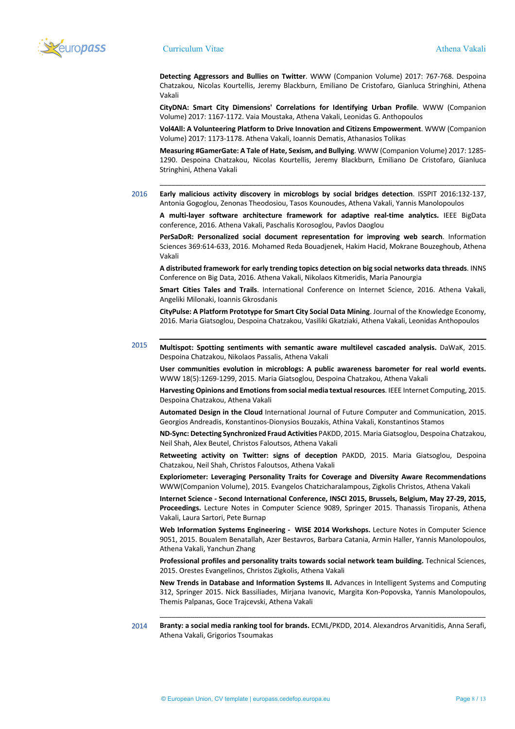**Detecting Aggressors and Bullies on Twitter**. WWW (Companion Volume) 2017: 767-768. Despoina Chatzakou, Nicolas Kourtellis, Jeremy Blackburn, Emiliano De Cristofaro, Gianluca Stringhini, Athena Vakali

**CityDNA: Smart City Dimensions' Correlations for Identifying Urban Profile**. WWW (Companion Volume) 2017: 1167-1172. Vaia Moustaka, Athena Vakali, Leonidas G. Anthopoulos

**Vol4All: A Volunteering Platform to Drive Innovation and Citizens Empowerment**. WWW (Companion Volume) 2017: 1173-1178. Athena Vakali, Ioannis Dematis, Athanasios Tolikas

**Measuring #GamerGate: A Tale of Hate, Sexism, and Bullying**. WWW (Companion Volume) 2017: 1285-1290. Despoina Chatzakou, Nicolas Kourtellis, Jeremy Blackburn, Emiliano De Cristofaro, Gianluca Stringhini, Athena Vakali

---

2016

**Early malicious activity discovery in microblogs by social bridges detection**. ISSPIT 2016:132-137, Antonia Gogoglou, Zenonas Theodosiou, Tasos Kounoudes, Athena Vakali, Yannis Manolopoulos

**A multi-layer software architecture framework for adaptive real-time analytics.** IEEE BigData conference, 2016. Athena Vakali, Paschalis Korosoglou, Pavlos Daoglou

**PerSaDoR: Personalized social document representation for improving web search**. Information Sciences 369:614-633, 2016. Mohamed Reda Bouadjenek, Hakim Hacid, Mokrane Bouzeghoub, Athena Vakali

**A distributed framework for early trending topics detection on big social networks data threads**. INNS Conference on Big Data, 2016. Athena Vakali, Nikolaos Kitmeridis, Maria Panourgia

**Smart Cities Tales and Trails**. International Conference on Internet Science, 2016. Athena Vakali, Angeliki Milonaki, Ioannis Gkrosdanis

**CityPulse: A Platform Prototype for Smart City Social Data Mining**. Journal of the Knowledge Economy, 2016. Maria Giatsoglou, Despoina Chatzakou, Vasiliki Gkatziaki, Athena Vakali, Leonidas Anthopoulos

---

2015

**Multispot: Spotting sentiments with semantic aware multilevel cascaded analysis.** DaWaK, 2015. Despoina Chatzakou, Nikolaos Passalis, Athena Vakali

**User communities evolution in microblogs: A public awareness barometer for real world events.** WWW 18(5):1269-1299, 2015. Maria Giatsoglou, Despoina Chatzakou, Athena Vakali

**Harvesting Opinions and Emotions from social media textual resources**. IEEE Internet Computing, 2015. Despoina Chatzakou, Athena Vakali

**Automated Design in the Cloud** International Journal of Future Computer and Communication, 2015. Georgios Andreadis, Konstantinos-Dionysios Bouzakis, Athina Vakali, Konstantinos Stamos

**ND-Sync: Detecting Synchronized Fraud Activities** PAKDD, 2015. Maria Giatsoglou, Despoina Chatzakou, Neil Shah, Alex Beutel, Christos Faloutsos, Athena Vakali

**Retweeting activity on Twitter: signs of deception** PAKDD, 2015. Maria Giatsoglou, Despoina Chatzakou, Neil Shah, Christos Faloutsos, Athena Vakali

**Exploriometer: Leveraging Personality Traits for Coverage and Diversity Aware Recommendations** WWW(Companion Volume), 2015. Evangelos Chatzicharalampous, Zigkolis Christos, Athena Vakali

**Internet Science - Second International Conference, INSCI 2015, Brussels, Belgium, May 27-29, 2015, Proceedings.** Lecture Notes in Computer Science 9089, Springer 2015. Thanassis Tiropanis, Athena Vakali, Laura Sartori, Pete Burnap

**Web Information Systems Engineering - WISE 2014 Workshops.** Lecture Notes in Computer Science 9051, 2015. Boualem Benatallah, Azer Bestavros, Barbara Catania, Armin Haller, Yannis Manolopoulos, Athena Vakali, Yanchun Zhang

**Professional profiles and personality traits towards social network team building.** Technical Sciences, 2015. Orestes Evangelinos, Christos Zigkolis, Athena Vakali

**New Trends in Database and Information Systems II.** Advances in Intelligent Systems and Computing 312, Springer 2015. Nick Bassiliades, Mirjana Ivanovic, Margita Kon-Popovska, Yannis Manolopoulos, Themis Palpanas, Goce Trajcevski, Athena Vakali

---

2014

**Branty: a social media ranking tool for brands.** ECML/PKDD, 2014. Alexandros Arvanitidis, Anna Serafi, Athena Vakali, Grigorios Tsoumakas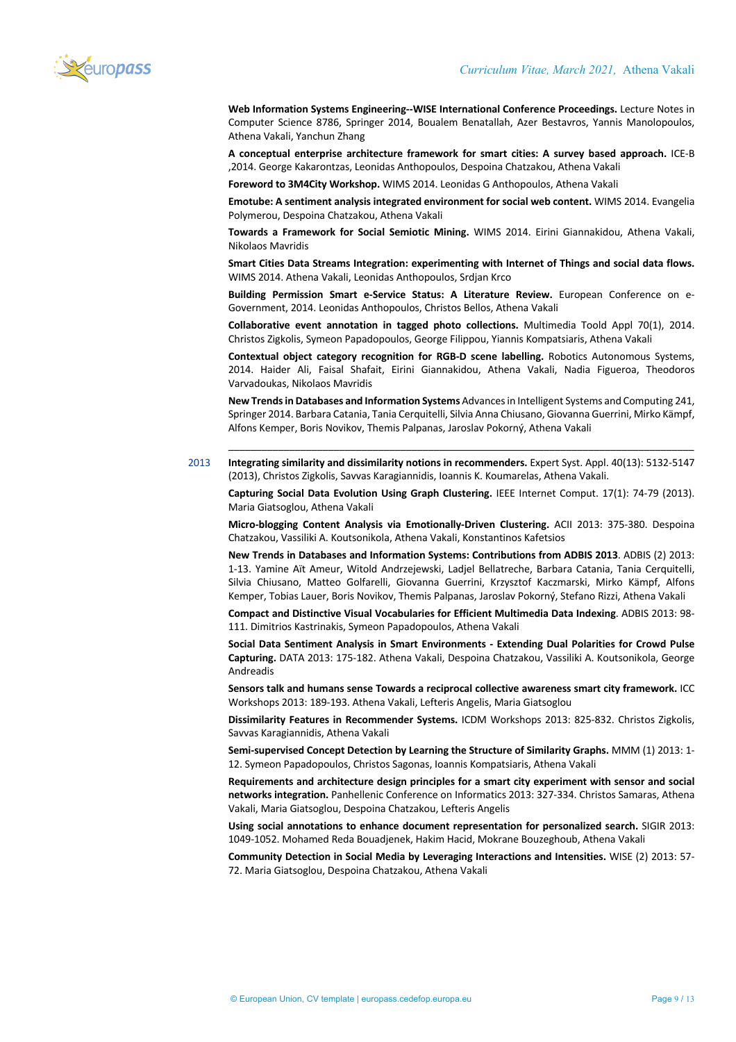**Web Information Systems Engineering--WISE International Conference Proceedings.** Lecture Notes in Computer Science 8786, Springer 2014, Boualem Benatallah, Azer Bestavros, Yannis Manolopoulos, Athena Vakali, Yanchun Zhang

**A conceptual enterprise architecture framework for smart cities: A survey based approach.** ICE-B ,2014. George Kakarontzas, Leonidas Anthopoulos, Despoina Chatzakou, Athena Vakali

**Foreword to 3M4City Workshop.** WIMS 2014. Leonidas G Anthopoulos, Athena Vakali

**Emotube: A sentiment analysis integrated environment for social web content.** WIMS 2014. Evangelia Polymerou, Despoina Chatzakou, Athena Vakali

**Towards a Framework for Social Semiotic Mining.** WIMS 2014. Eirini Giannakidou, Athena Vakali, Nikolaos Mavridis

**Smart Cities Data Streams Integration: experimenting with Internet of Things and social data flows.** WIMS 2014. Athena Vakali, Leonidas Anthopoulos, Srdjan Krco

**Building Permission Smart e-Service Status: A Literature Review.** European Conference on e-Government, 2014. Leonidas Anthopoulos, Christos Bellos, Athena Vakali

**Collaborative event annotation in tagged photo collections.** Multimedia Toold Appl 70(1), 2014. Christos Zigkolis, Symeon Papadopoulos, George Filippou, Yiannis Kompatsiaris, Athena Vakali

**Contextual object category recognition for RGB-D scene labelling.** Robotics Autonomous Systems, 2014. Haider Ali, Faisal Shafait, Eirini Giannakidou, Athena Vakali, Nadia Figueroa, Theodoros Varvadoukas, Nikolaos Mavridis

**New Trends in Databases and Information Systems** Advances in Intelligent Systems and Computing 241, Springer 2014. Barbara Catania, Tania Cerquitelli, Silvia Anna Chiusano, Giovanna Guerrini, Mirko Kämpf, Alfons Kemper, Boris Novikov, Themis Palpanas, Jaroslav Pokorný, Athena Vakali

---

2013

**Integrating similarity and dissimilarity notions in recommenders.** Expert Syst. Appl. 40(13): 5132-5147 (2013), Christos Zigkolis, Savvas Karagiannidis, Ioannis K. Koumarelas, Athena Vakali.

**Capturing Social Data Evolution Using Graph Clustering.** IEEE Internet Comput. 17(1): 74-79 (2013). Maria Giatsoglou, Athena Vakali

**Micro-blogging Content Analysis via Emotionally-Driven Clustering.** ACII 2013: 375-380. Despoina Chatzakou, Vassiliki A. Koutsonikola, Athena Vakali, Konstantinos Kafetsios

**New Trends in Databases and Information Systems: Contributions from ADBIS 2013**. ADBIS (2) 2013: 1-13. Yamine Aït Ameur, Witold Andrzejewski, Ladjel Bellatreche, Barbara Catania, Tania Cerquitelli, Silvia Chiusano, Matteo Golfarelli, Giovanna Guerrini, Krzysztof Kaczmarski, Mirko Kämpf, Alfons Kemper, Tobias Lauer, Boris Novikov, Themis Palpanas, Jaroslav Pokorný, Stefano Rizzi, Athena Vakali

**Compact and Distinctive Visual Vocabularies for Efficient Multimedia Data Indexing**. ADBIS 2013: 98-111. Dimitrios Kastrinakis, Symeon Papadopoulos, Athena Vakali

**Social Data Sentiment Analysis in Smart Environments - Extending Dual Polarities for Crowd Pulse Capturing.** DATA 2013: 175-182. Athena Vakali, Despoina Chatzakou, Vassiliki A. Koutsonikola, George Andreadis

**Sensors talk and humans sense Towards a reciprocal collective awareness smart city framework.** ICC Workshops 2013: 189-193. Athena Vakali, Lefteris Angelis, Maria Giatsoglou

**Dissimilarity Features in Recommender Systems.** ICDM Workshops 2013: 825-832. Christos Zigkolis, Savvas Karagiannidis, Athena Vakali

**Semi-supervised Concept Detection by Learning the Structure of Similarity Graphs.** MMM (1) 2013: 1-12. Symeon Papadopoulos, Christos Sagonas, Ioannis Kompatsiaris, Athena Vakali

**Requirements and architecture design principles for a smart city experiment with sensor and social networks integration.** Panhellenic Conference on Informatics 2013: 327-334. Christos Samaras, Athena Vakali, Maria Giatsoglou, Despoina Chatzakou, Lefteris Angelis

**Using social annotations to enhance document representation for personalized search.** SIGIR 2013: 1049-1052. Mohamed Reda Bouadjenek, Hakim Hacid, Mokrane Bouzeghoub, Athena Vakali

**Community Detection in Social Media by Leveraging Interactions and Intensities.** WISE (2) 2013: 57-72. Maria Giatsoglou, Despoina Chatzakou, Athena Vakali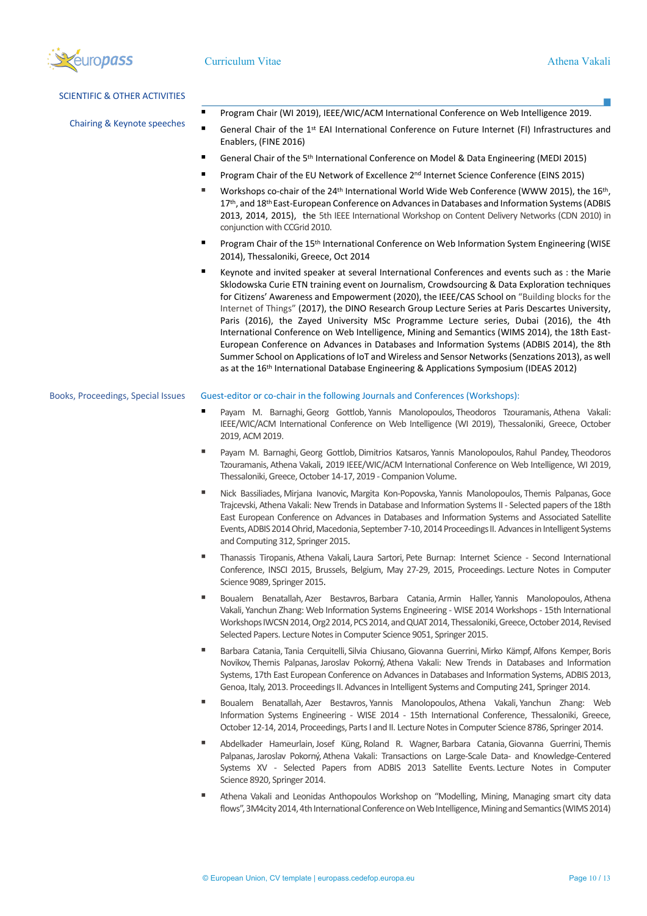## SCIENTIFIC & OTHER ACTIVITIES

### Chairing & Keynote speeches

- Program Chair (WI 2019), IEEE/WIC/ACM International Conference on Web Intelligence 2019.
- General Chair of the 1st EAI International Conference on Future Internet (FI) Infrastructures and Enablers, (FINE 2016)
- General Chair of the 5th International Conference on Model & Data Engineering (MEDI 2015)
- Program Chair of the EU Network of Excellence 2nd Internet Science Conference (EINS 2015)
- Workshops co-chair of the 24th International World Wide Web Conference (WWW 2015), the 16th, 17th, and 18th East-European Conference on Advances in Databases and Information Systems (ADBIS 2013, 2014, 2015), the 5th IEEE International Workshop on Content Delivery Networks (CDN 2010) in conjunction with CCGrid 2010.
- Program Chair of the 15th International Conference on Web Information System Engineering (WISE 2014), Thessaloniki, Greece, Oct 2014
- Keynote and invited speaker at several International Conferences and events such as : the Marie Sklodowska Curie ETN training event on Journalism, Crowdsourcing & Data Exploration techniques for Citizens' Awareness and Empowerment (2020), the IEEE/CAS School on "Building blocks for the Internet of Things" (2017), the DINO Research Group Lecture Series at Paris Descartes University, Paris (2016), the Zayed University MSc Programme Lecture series, Dubai (2016), the 4th International Conference on Web Intelligence, Mining and Semantics (WIMS 2014), the 18th East-European Conference on Advances in Databases and Information Systems (ADBIS 2014), the 8th Summer School on Applications of IoT and Wireless and Sensor Networks (Senzations 2013), as well as at the 16th International Database Engineering & Applications Symposium (IDEAS 2012)

### Books, Proceedings, Special Issues

Guest-editor or co-chair in the following Journals and Conferences (Workshops):

- Payam M. Barnaghi, Georg Gottlob, Yannis Manolopoulos, Theodoros Tzouramanis, Athena Vakali: IEEE/WIC/ACM International Conference on Web Intelligence (WI 2019), Thessaloniki, Greece, October 2019, ACM 2019.
- Payam M. Barnaghi, Georg Gottlob, Dimitrios Katsaros, Yannis Manolopoulos, Rahul Pandey, Theodoros Tzouramanis, Athena Vakali, 2019 IEEE/WIC/ACM International Conference on Web Intelligence, WI 2019, Thessaloniki, Greece, October 14-17, 2019 - Companion Volume.
- Nick Bassiliades, Mirjana Ivanovic, Margita Kon-Popovska, Yannis Manolopoulos, Themis Palpanas, Goce Trajcevski, Athena Vakali: New Trends in Database and Information Systems II - Selected papers of the 18th East European Conference on Advances in Databases and Information Systems and Associated Satellite Events, ADBIS 2014 Ohrid, Macedonia, September 7-10, 2014 Proceedings II. Advances in Intelligent Systems and Computing 312, Springer 2015.
- Thanassis Tiropanis, Athena Vakali, Laura Sartori, Pete Burnap: Internet Science - Second International Conference, INSCI 2015, Brussels, Belgium, May 27-29, 2015, Proceedings. Lecture Notes in Computer Science 9089, Springer 2015.
- Boualem Benatallah, Azer Bestavros, Barbara Catania, Armin Haller, Yannis Manolopoulos, Athena Vakali, Yanchun Zhang: Web Information Systems Engineering - WISE 2014 Workshops - 15th International Workshops IWCSN 2014, Org2 2014, PCS 2014, and QUAT 2014, Thessaloniki, Greece, October 2014, Revised Selected Papers. Lecture Notes in Computer Science 9051, Springer 2015.
- Barbara Catania, Tania Cerquitelli, Silvia Chiusano, Giovanna Guerrini, Mirko Kämpf, Alfons Kemper, Boris Novikov, Themis Palpanas, Jaroslav Pokorný, Athena Vakali: New Trends in Databases and Information Systems, 17th East European Conference on Advances in Databases and Information Systems, ADBIS 2013, Genoa, Italy, 2013. Proceedings II. Advances in Intelligent Systems and Computing 241, Springer 2014.
- Boualem Benatallah, Azer Bestavros, Yannis Manolopoulos, Athena Vakali, Yanchun Zhang: Web Information Systems Engineering - WISE 2014 - 15th International Conference, Thessaloniki, Greece, October 12-14, 2014, Proceedings, Parts I and II. Lecture Notes in Computer Science 8786, Springer 2014.
- Abdelkader Hameurlain, Josef Küng, Roland R. Wagner, Barbara Catania, Giovanna Guerrini, Themis Palpanas, Jaroslav Pokorný, Athena Vakali: Transactions on Large-Scale Data- and Knowledge-Centered Systems XV - Selected Papers from ADBIS 2013 Satellite Events. Lecture Notes in Computer Science 8920, Springer 2014.
- Athena Vakali and Leonidas Anthopoulos Workshop on "Modelling, Mining, Managing smart city data flows", 3M4city 2014, 4th International Conference on Web Intelligence, Mining and Semantics (WIMS 2014)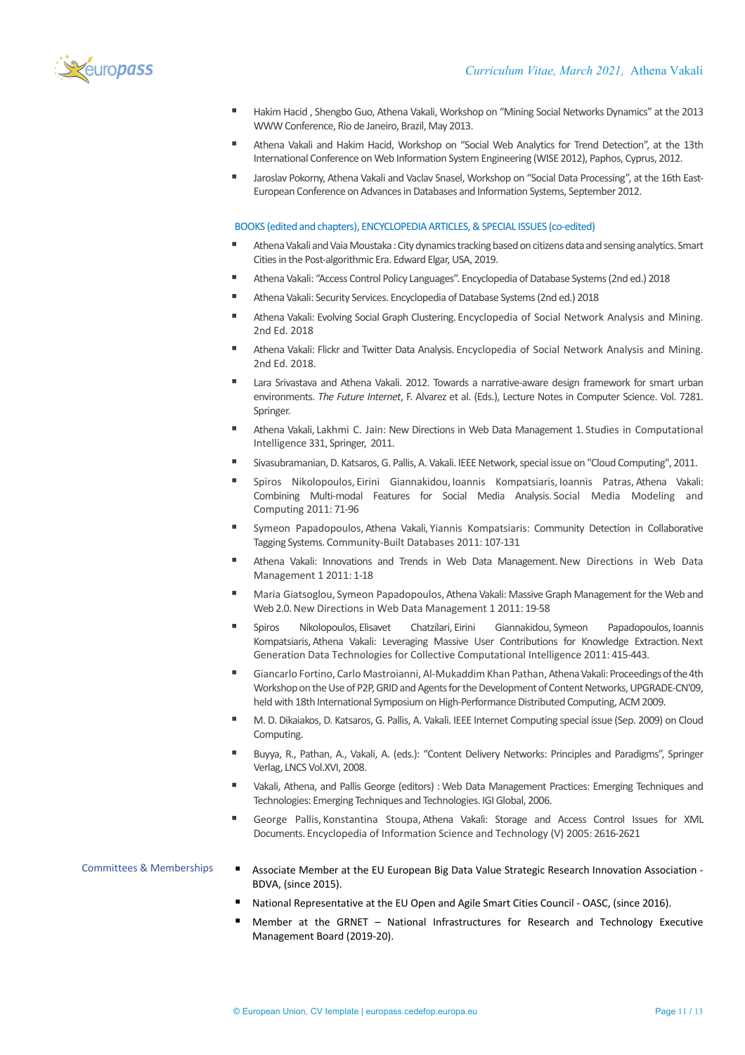- Hakim Hacid , Shengbo Guo, Athena Vakali, Workshop on "Mining Social Networks Dynamics" at the 2013 WWW Conference, Rio de Janeiro, Brazil, May 2013.
- Athena Vakali and Hakim Hacid, Workshop on "Social Web Analytics for Trend Detection", at the 13th International Conference on Web Information System Engineering (WISE 2012), Paphos, Cyprus, 2012.
- Jaroslav Pokorny, Athena Vakali and Vaclav Snasel, Workshop on "Social Data Processing", at the 16th East-European Conference on Advances in Databases and Information Systems, September 2012.

### BOOKS (edited and chapters), ENCYCLOPEDIA ARTICLES, & SPECIAL ISSUES (co-edited)

- Athena Vakali and Vaia Moustaka : City dynamics tracking based on citizens data and sensing analytics. Smart Cities in the Post-algorithmic Era. Edward Elgar, USA, 2019.
- Athena Vakali: "Access Control Policy Languages". Encyclopedia of Database Systems (2nd ed.) 2018
- Athena Vakali: Security Services. Encyclopedia of Database Systems (2nd ed.) 2018
- Athena Vakali: Evolving Social Graph Clustering. Encyclopedia of Social Network Analysis and Mining. 2nd Ed. 2018
- Athena Vakali: Flickr and Twitter Data Analysis. Encyclopedia of Social Network Analysis and Mining. 2nd Ed. 2018.
- Lara Srivastava and Athena Vakali. 2012. Towards a narrative-aware design framework for smart urban environments. *The Future Internet*, F. Alvarez et al. (Eds.), Lecture Notes in Computer Science. Vol. 7281. Springer.
- Athena Vakali, Lakhmi C. Jain: New Directions in Web Data Management 1. Studies in Computational Intelligence 331, Springer, 2011.
- Sivasubramanian, D. Katsaros, G. Pallis, A. Vakali. IEEE Network, special issue on "Cloud Computing", 2011.
- Spiros Nikolopoulos, Eirini Giannakidou, Ioannis Kompatsiaris, Ioannis Patras, Athena Vakali: Combining Multi-modal Features for Social Media Analysis. Social Media Modeling and Computing 2011: 71-96
- Symeon Papadopoulos, Athena Vakali, Yiannis Kompatsiaris: Community Detection in Collaborative Tagging Systems. Community-Built Databases 2011: 107-131
- Athena Vakali: Innovations and Trends in Web Data Management. New Directions in Web Data Management 1 2011: 1-18
- Maria Giatsoglou, Symeon Papadopoulos, Athena Vakali: Massive Graph Management for the Web and Web 2.0. New Directions in Web Data Management 1 2011: 19-58
- Spiros Nikolopoulos, Elisavet Chatzilari, Eirini Giannakidou, Symeon Papadopoulos, Ioannis Kompatsiaris, Athena Vakali: Leveraging Massive User Contributions for Knowledge Extraction. Next Generation Data Technologies for Collective Computational Intelligence 2011: 415-443.
- Giancarlo Fortino, Carlo Mastroianni, Al-Mukaddim Khan Pathan, Athena Vakali: Proceedings of the 4th Workshop on the Use of P2P, GRID and Agents for the Development of Content Networks, UPGRADE-CN'09, held with 18th International Symposium on High-Performance Distributed Computing, ACM 2009.
- M. D. Dikaiakos, D. Katsaros, G. Pallis, A. Vakali. IEEE Internet Computing special issue (Sep. 2009) on Cloud Computing.
- Buyya, R., Pathan, A., Vakali, A. (eds.): "Content Delivery Networks: Principles and Paradigms", Springer Verlag, LNCS Vol.XVI, 2008.
- Vakali, Athena, and Pallis George (editors) : Web Data Management Practices: Emerging Techniques and Technologies: Emerging Techniques and Technologies. IGI Global, 2006.
- George Pallis, Konstantina Stoupa, Athena Vakali: Storage and Access Control Issues for XML Documents. Encyclopedia of Information Science and Technology (V) 2005: 2616-2621

## Committees & Memberships

- Associate Member at the EU European Big Data Value Strategic Research Innovation Association - BDVA, (since 2015).
- National Representative at the EU Open and Agile Smart Cities Council - OASC, (since 2016).
- Member at the GRNET – National Infrastructures for Research and Technology Executive Management Board (2019-20).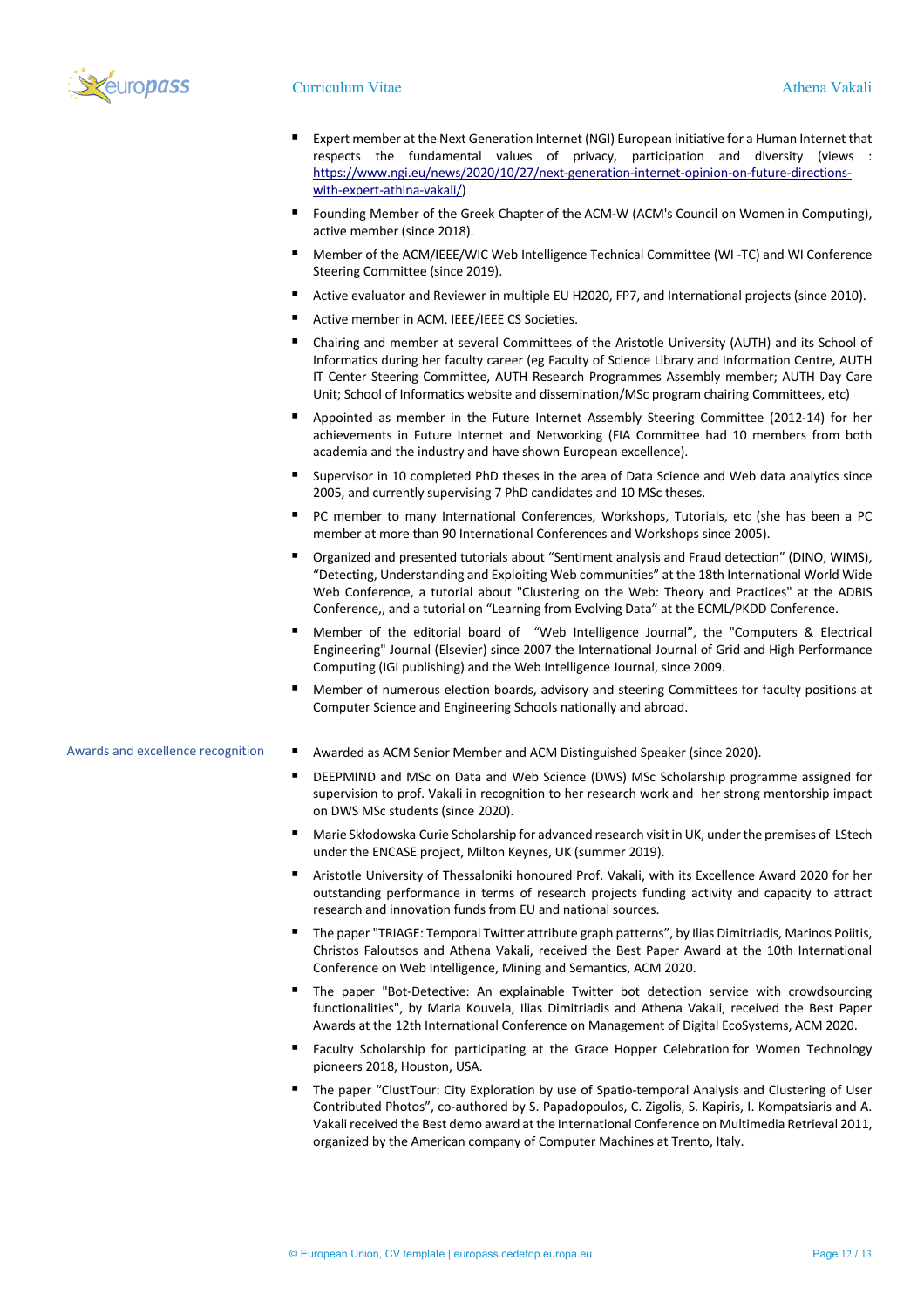- Expert member at the Next Generation Internet (NGI) European initiative for a Human Internet that respects the fundamental values of privacy, participation and diversity (views : https://www.ngi.eu/news/2020/10/27/next-generation-internet-opinion-on-future-directions-with-expert-athina-vakali/)
- Founding Member of the Greek Chapter of the ACM-W (ACM's Council on Women in Computing), active member (since 2018).
- Member of the ACM/IEEE/WIC Web Intelligence Technical Committee (WI -TC) and WI Conference Steering Committee (since 2019).
- Active evaluator and Reviewer in multiple EU H2020, FP7, and International projects (since 2010).
- Active member in ACM, IEEE/IEEE CS Societies.
- Chairing and member at several Committees of the Aristotle University (AUTH) and its School of Informatics during her faculty career (eg Faculty of Science Library and Information Centre, AUTH IT Center Steering Committee, AUTH Research Programmes Assembly member; AUTH Day Care Unit; School of Informatics website and dissemination/MSc program chairing Committees, etc)
- Appointed as member in the Future Internet Assembly Steering Committee (2012-14) for her achievements in Future Internet and Networking (FIA Committee had 10 members from both academia and the industry and have shown European excellence).
- Supervisor in 10 completed PhD theses in the area of Data Science and Web data analytics since 2005, and currently supervising 7 PhD candidates and 10 MSc theses.
- PC member to many International Conferences, Workshops, Tutorials, etc (she has been a PC member at more than 90 International Conferences and Workshops since 2005).
- Organized and presented tutorials about "Sentiment analysis and Fraud detection" (DINO, WIMS), "Detecting, Understanding and Exploiting Web communities" at the 18th International World Wide Web Conference, a tutorial about "Clustering on the Web: Theory and Practices" at the ADBIS Conference,, and a tutorial on "Learning from Evolving Data" at the ECML/PKDD Conference.
- Member of the editorial board of "Web Intelligence Journal", the "Computers & Electrical Engineering" Journal (Elsevier) since 2007 the International Journal of Grid and High Performance Computing (IGI publishing) and the Web Intelligence Journal, since 2009.
- Member of numerous election boards, advisory and steering Committees for faculty positions at Computer Science and Engineering Schools nationally and abroad.

## Awards and excellence recognition

- Awarded as ACM Senior Member and ACM Distinguished Speaker (since 2020).
- DEEPMIND and MSc on Data and Web Science (DWS) MSc Scholarship programme assigned for supervision to prof. Vakali in recognition to her research work and her strong mentorship impact on DWS MSc students (since 2020).
- Marie Skłodowska Curie Scholarship for advanced research visit in UK, under the premises of LStech under the ENCASE project, Milton Keynes, UK (summer 2019).
- Aristotle University of Thessaloniki honoured Prof. Vakali, with its Excellence Award 2020 for her outstanding performance in terms of research projects funding activity and capacity to attract research and innovation funds from EU and national sources.
- The paper "TRIAGE: Temporal Twitter attribute graph patterns", by Ilias Dimitriadis, Marinos Poiitis, Christos Faloutsos and Athena Vakali, received the Best Paper Award at the 10th International Conference on Web Intelligence, Mining and Semantics, ACM 2020.
- The paper "Bot-Detective: An explainable Twitter bot detection service with crowdsourcing functionalities", by Maria Kouvela, Ilias Dimitriadis and Athena Vakali, received the Best Paper Awards at the 12th International Conference on Management of Digital EcoSystems, ACM 2020.
- Faculty Scholarship for participating at the Grace Hopper Celebration for Women Technology pioneers 2018, Houston, USA.
- The paper "ClustTour: City Exploration by use of Spatio-temporal Analysis and Clustering of User Contributed Photos", co-authored by S. Papadopoulos, C. Zigolis, S. Kapiris, I. Kompatsiaris and A. Vakali received the Best demo award at the International Conference on Multimedia Retrieval 2011, organized by the American company of Computer Machines at Trento, Italy.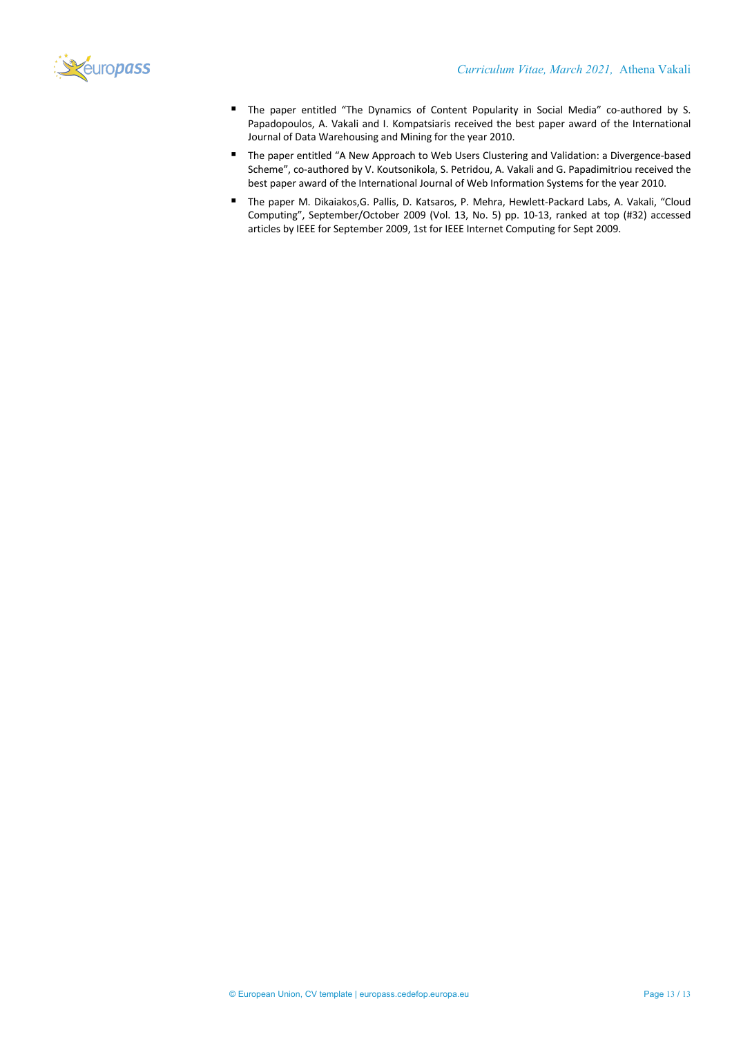- The paper entitled "The Dynamics of Content Popularity in Social Media" co-authored by S. Papadopoulos, A. Vakali and I. Kompatsiaris received the best paper award of the International Journal of Data Warehousing and Mining for the year 2010.
- The paper entitled "A New Approach to Web Users Clustering and Validation: a Divergence-based Scheme", co-authored by V. Koutsonikola, S. Petridou, A. Vakali and G. Papadimitriou received the best paper award of the International Journal of Web Information Systems for the year 2010.
- The paper M. Dikaiakos,G. Pallis, D. Katsaros, P. Mehra, Hewlett-Packard Labs, A. Vakali, "Cloud Computing", September/October 2009 (Vol. 13, No. 5) pp. 10-13, ranked at top (#32) accessed articles by IEEE for September 2009, 1st for IEEE Internet Computing for Sept 2009.